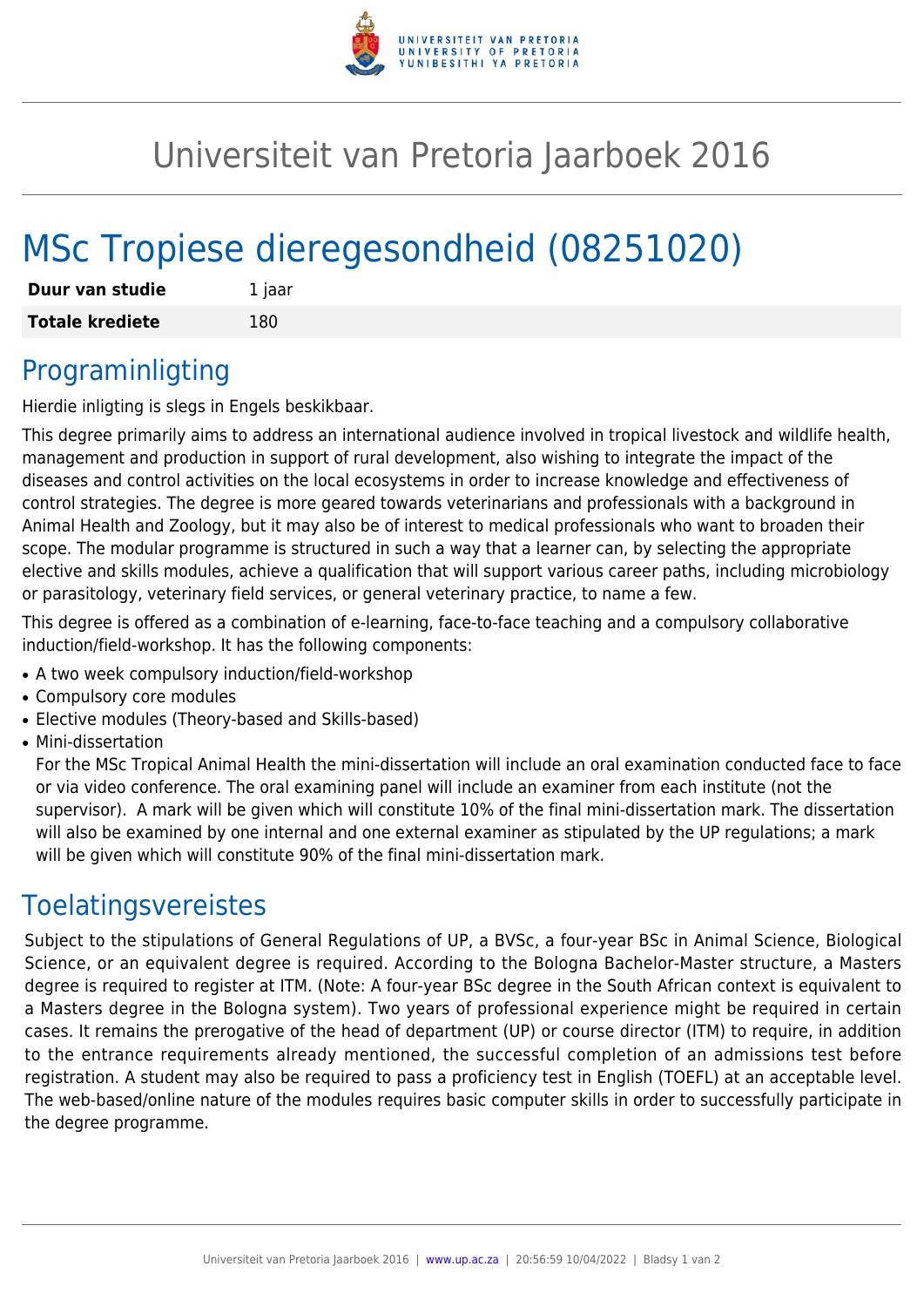# Universiteit van Pretoria Jaarboek 2016

# MSc Tropiese dieregesondheid (08251020)

| **Duur van studie** | 1 jaar |
| --- | --- |
| **Totale krediete** | 180 |

## Programinligting

Hierdie inligting is slegs in Engels beskikbaar.

This degree primarily aims to address an international audience involved in tropical livestock and wildlife health, management and production in support of rural development, also wishing to integrate the impact of the diseases and control activities on the local ecosystems in order to increase knowledge and effectiveness of control strategies. The degree is more geared towards veterinarians and professionals with a background in Animal Health and Zoology, but it may also be of interest to medical professionals who want to broaden their scope. The modular programme is structured in such a way that a learner can, by selecting the appropriate elective and skills modules, achieve a qualification that will support various career paths, including microbiology or parasitology, veterinary field services, or general veterinary practice, to name a few.

This degree is offered as a combination of e-learning, face-to-face teaching and a compulsory collaborative induction/field-workshop. It has the following components:

- A two week compulsory induction/field-workshop
- Compulsory core modules
- Elective modules (Theory-based and Skills-based)
- Mini-dissertation

  For the MSc Tropical Animal Health the mini-dissertation will include an oral examination conducted face to face or via video conference. The oral examining panel will include an examiner from each institute (not the supervisor). A mark will be given which will constitute 10% of the final mini-dissertation mark. The dissertation will also be examined by one internal and one external examiner as stipulated by the UP regulations; a mark will be given which will constitute 90% of the final mini-dissertation mark.

## Toelatingsvereistes

Subject to the stipulations of General Regulations of UP, a BVSc, a four-year BSc in Animal Science, Biological Science, or an equivalent degree is required. According to the Bologna Bachelor-Master structure, a Masters degree is required to register at ITM. (Note: A four-year BSc degree in the South African context is equivalent to a Masters degree in the Bologna system). Two years of professional experience might be required in certain cases. It remains the prerogative of the head of department (UP) or course director (ITM) to require, in addition to the entrance requirements already mentioned, the successful completion of an admissions test before registration. A student may also be required to pass a proficiency test in English (TOEFL) at an acceptable level. The web-based/online nature of the modules requires basic computer skills in order to successfully participate in the degree programme.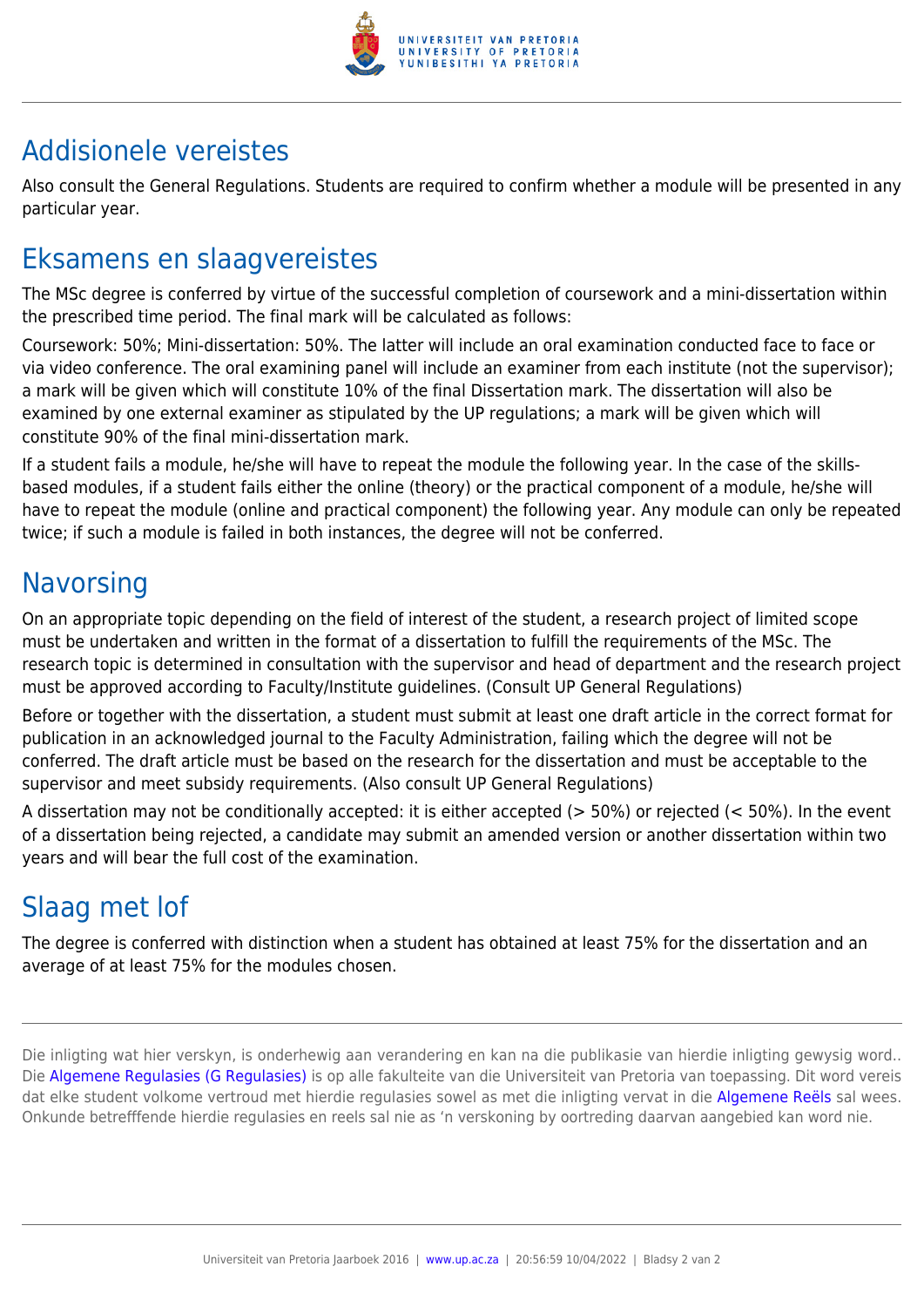## Addisionele vereistes

Also consult the General Regulations. Students are required to confirm whether a module will be presented in any particular year.

## Eksamens en slaagvereistes

The MSc degree is conferred by virtue of the successful completion of coursework and a mini-dissertation within the prescribed time period. The final mark will be calculated as follows:

Coursework: 50%; Mini-dissertation: 50%. The latter will include an oral examination conducted face to face or via video conference. The oral examining panel will include an examiner from each institute (not the supervisor); a mark will be given which will constitute 10% of the final Dissertation mark. The dissertation will also be examined by one external examiner as stipulated by the UP regulations; a mark will be given which will constitute 90% of the final mini-dissertation mark.

If a student fails a module, he/she will have to repeat the module the following year. In the case of the skills-based modules, if a student fails either the online (theory) or the practical component of a module, he/she will have to repeat the module (online and practical component) the following year. Any module can only be repeated twice; if such a module is failed in both instances, the degree will not be conferred.

## Navorsing

On an appropriate topic depending on the field of interest of the student, a research project of limited scope must be undertaken and written in the format of a dissertation to fulfill the requirements of the MSc. The research topic is determined in consultation with the supervisor and head of department and the research project must be approved according to Faculty/Institute guidelines. (Consult UP General Regulations)

Before or together with the dissertation, a student must submit at least one draft article in the correct format for publication in an acknowledged journal to the Faculty Administration, failing which the degree will not be conferred. The draft article must be based on the research for the dissertation and must be acceptable to the supervisor and meet subsidy requirements. (Also consult UP General Regulations)

A dissertation may not be conditionally accepted: it is either accepted (> 50%) or rejected (< 50%). In the event of a dissertation being rejected, a candidate may submit an amended version or another dissertation within two years and will bear the full cost of the examination.

## Slaag met lof

The degree is conferred with distinction when a student has obtained at least 75% for the dissertation and an average of at least 75% for the modules chosen.

---

Die inligting wat hier verskyn, is onderhewig aan verandering en kan na die publikasie van hierdie inligting gewysig word.. Die Algemene Regulasies (G Regulasies) is op alle fakulteite van die Universiteit van Pretoria van toepassing. Dit word vereis dat elke student volkome vertroud met hierdie regulasies sowel as met die inligting vervat in die Algemene Reëls sal wees. Onkunde betrefffende hierdie regulasies en reels sal nie as 'n verskoning by oortreding daarvan aangebied kan word nie.